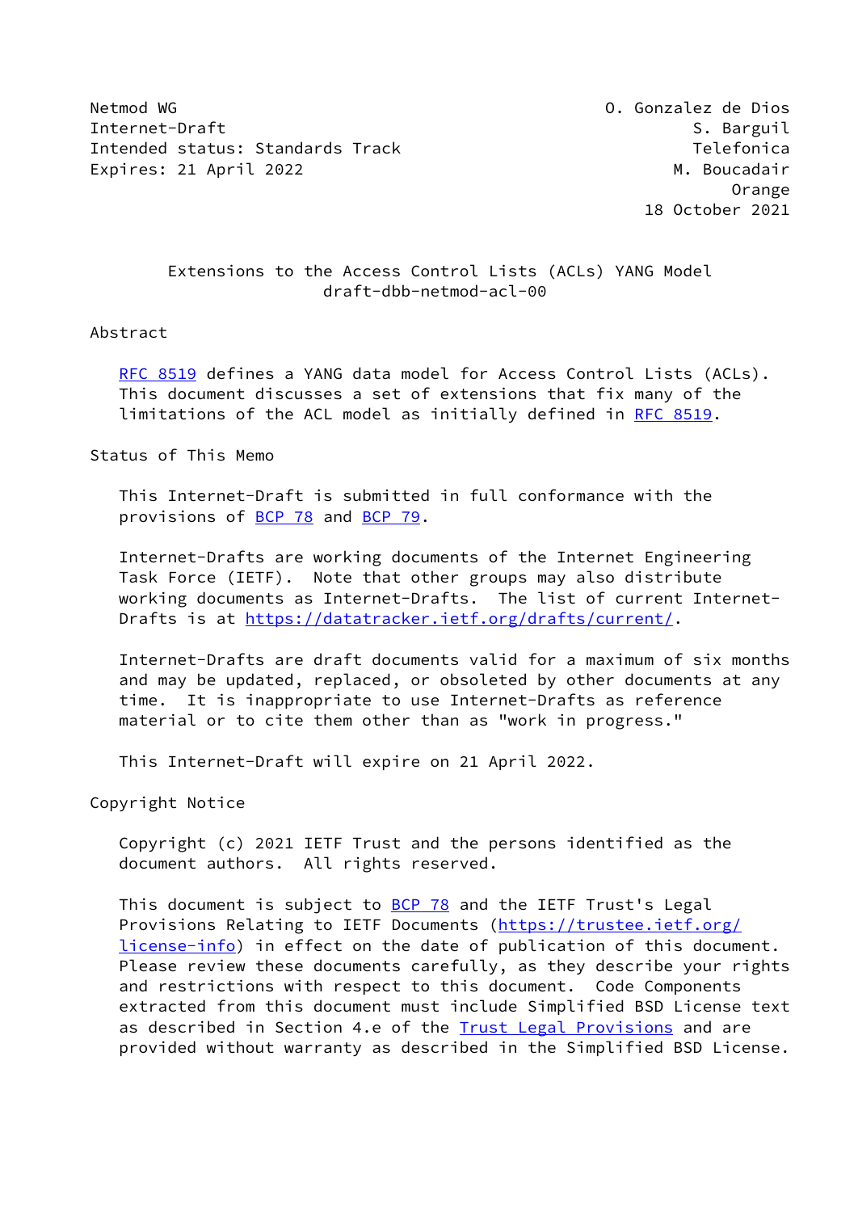Netmod WG O. Gonzalez de Dios
Internet-Draft S. Barguil
Intended status: Standards Track Telefonica
Expires: 21 April 2022 M. Boucadair
Orange
18 October 2021

# Extensions to the Access Control Lists (ACLs) YANG Model
draft-dbb-netmod-acl-00

## Abstract

RFC 8519 defines a YANG data model for Access Control Lists (ACLs). This document discusses a set of extensions that fix many of the limitations of the ACL model as initially defined in RFC 8519.

## Status of This Memo

This Internet-Draft is submitted in full conformance with the provisions of BCP 78 and BCP 79.

Internet-Drafts are working documents of the Internet Engineering Task Force (IETF). Note that other groups may also distribute working documents as Internet-Drafts. The list of current Internet-Drafts is at https://datatracker.ietf.org/drafts/current/.

Internet-Drafts are draft documents valid for a maximum of six months and may be updated, replaced, or obsoleted by other documents at any time. It is inappropriate to use Internet-Drafts as reference material or to cite them other than as "work in progress."

This Internet-Draft will expire on 21 April 2022.

## Copyright Notice

Copyright (c) 2021 IETF Trust and the persons identified as the document authors. All rights reserved.

This document is subject to BCP 78 and the IETF Trust's Legal Provisions Relating to IETF Documents (https://trustee.ietf.org/license-info) in effect on the date of publication of this document. Please review these documents carefully, as they describe your rights and restrictions with respect to this document. Code Components extracted from this document must include Simplified BSD License text as described in Section 4.e of the Trust Legal Provisions and are provided without warranty as described in the Simplified BSD License.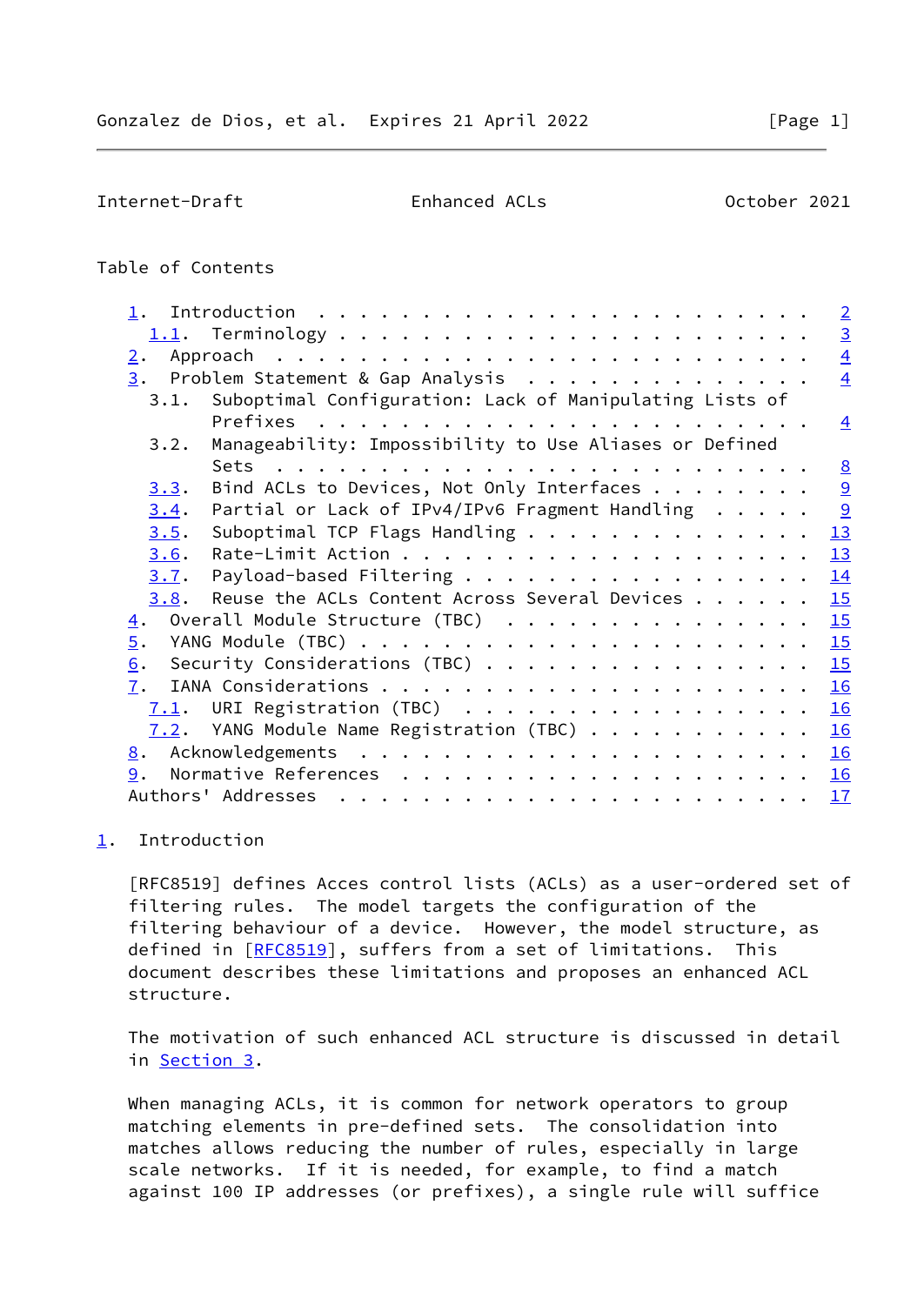Table of Contents

- 1. Introduction . . . . . . . . . . . . . . . . . . . . . . . . 2
  - 1.1. Terminology . . . . . . . . . . . . . . . . . . . . . . 3
- 2. Approach . . . . . . . . . . . . . . . . . . . . . . . . . . 4
- 3. Problem Statement & Gap Analysis . . . . . . . . . . . . . . 4
  - 3.1. Suboptimal Configuration: Lack of Manipulating Lists of Prefixes . . . . . . . . . . . . . . . . . . . . . . . . 4
  - 3.2. Manageability: Impossibility to Use Aliases or Defined Sets . . . . . . . . . . . . . . . . . . . . . . . . . . 8
  - 3.3. Bind ACLs to Devices, Not Only Interfaces . . . . . . . . 9
  - 3.4. Partial or Lack of IPv4/IPv6 Fragment Handling . . . . . 9
  - 3.5. Suboptimal TCP Flags Handling . . . . . . . . . . . . . . 13
  - 3.6. Rate-Limit Action . . . . . . . . . . . . . . . . . . . . 13
  - 3.7. Payload-based Filtering . . . . . . . . . . . . . . . . . 14
  - 3.8. Reuse the ACLs Content Across Several Devices . . . . . . 15
- 4. Overall Module Structure (TBC) . . . . . . . . . . . . . . . 15
- 5. YANG Module (TBC) . . . . . . . . . . . . . . . . . . . . . . 15
- 6. Security Considerations (TBC) . . . . . . . . . . . . . . . . 15
- 7. IANA Considerations . . . . . . . . . . . . . . . . . . . . . 16
  - 7.1. URI Registration (TBC) . . . . . . . . . . . . . . . . . 16
  - 7.2. YANG Module Name Registration (TBC) . . . . . . . . . . . 16
- 8. Acknowledgements . . . . . . . . . . . . . . . . . . . . . . 16
- 9. Normative References . . . . . . . . . . . . . . . . . . . . 16
- Authors' Addresses . . . . . . . . . . . . . . . . . . . . . . . 17

# 1. Introduction

[RFC8519] defines Acces control lists (ACLs) as a user-ordered set of filtering rules. The model targets the configuration of the filtering behaviour of a device. However, the model structure, as defined in [RFC8519], suffers from a set of limitations. This document describes these limitations and proposes an enhanced ACL structure.

The motivation of such enhanced ACL structure is discussed in detail in Section 3.

When managing ACLs, it is common for network operators to group matching elements in pre-defined sets. The consolidation into matches allows reducing the number of rules, especially in large scale networks. If it is needed, for example, to find a match against 100 IP addresses (or prefixes), a single rule will suffice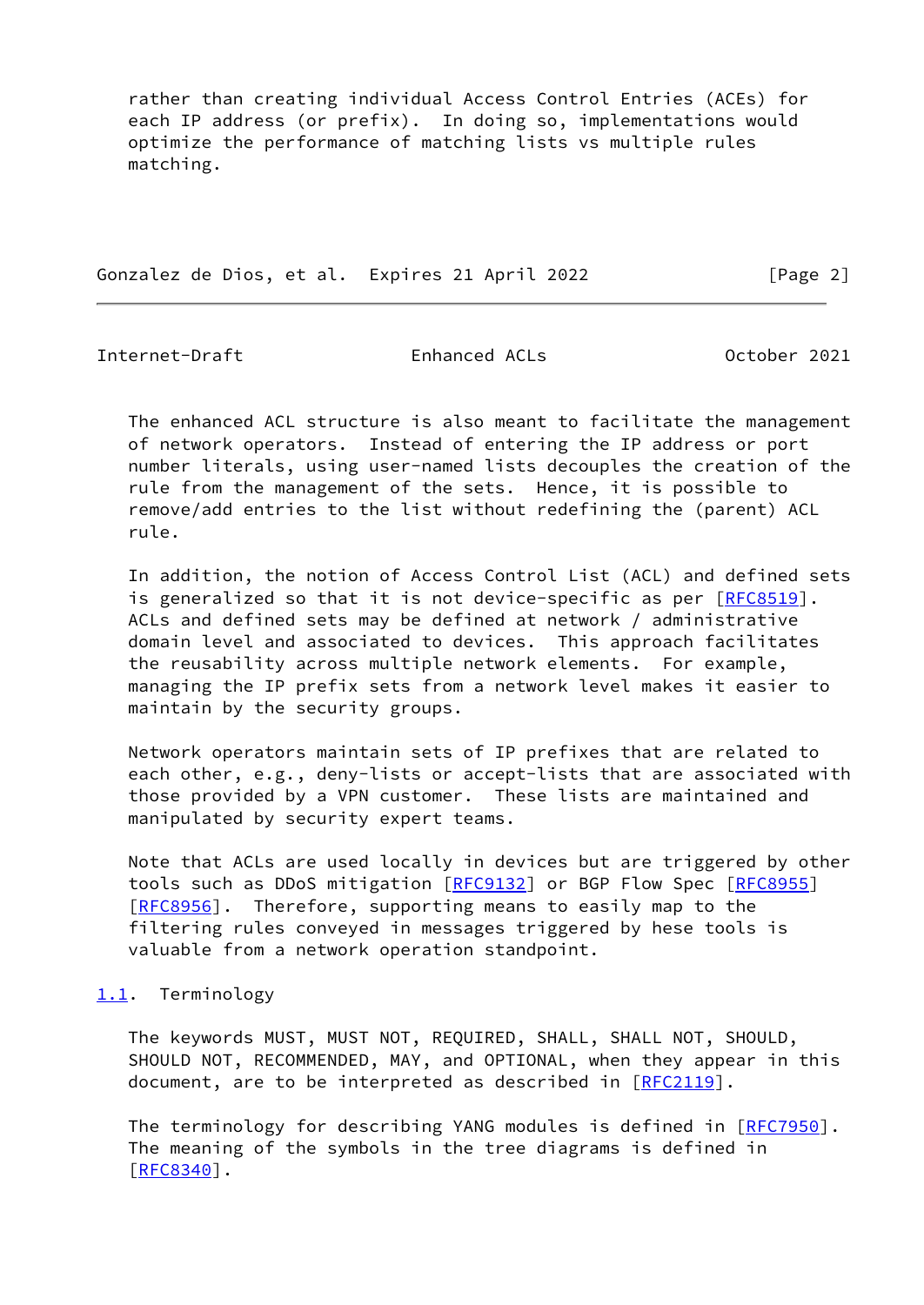rather than creating individual Access Control Entries (ACEs) for each IP address (or prefix). In doing so, implementations would optimize the performance of matching lists vs multiple rules matching.

The enhanced ACL structure is also meant to facilitate the management of network operators. Instead of entering the IP address or port number literals, using user-named lists decouples the creation of the rule from the management of the sets. Hence, it is possible to remove/add entries to the list without redefining the (parent) ACL rule.

In addition, the notion of Access Control List (ACL) and defined sets is generalized so that it is not device-specific as per [RFC8519]. ACLs and defined sets may be defined at network / administrative domain level and associated to devices. This approach facilitates the reusability across multiple network elements. For example, managing the IP prefix sets from a network level makes it easier to maintain by the security groups.

Network operators maintain sets of IP prefixes that are related to each other, e.g., deny-lists or accept-lists that are associated with those provided by a VPN customer. These lists are maintained and manipulated by security expert teams.

Note that ACLs are used locally in devices but are triggered by other tools such as DDoS mitigation [RFC9132] or BGP Flow Spec [RFC8955] [RFC8956]. Therefore, supporting means to easily map to the filtering rules conveyed in messages triggered by hese tools is valuable from a network operation standpoint.

## 1.1. Terminology

The keywords MUST, MUST NOT, REQUIRED, SHALL, SHALL NOT, SHOULD, SHOULD NOT, RECOMMENDED, MAY, and OPTIONAL, when they appear in this document, are to be interpreted as described in [RFC2119].

The terminology for describing YANG modules is defined in [RFC7950]. The meaning of the symbols in the tree diagrams is defined in [RFC8340].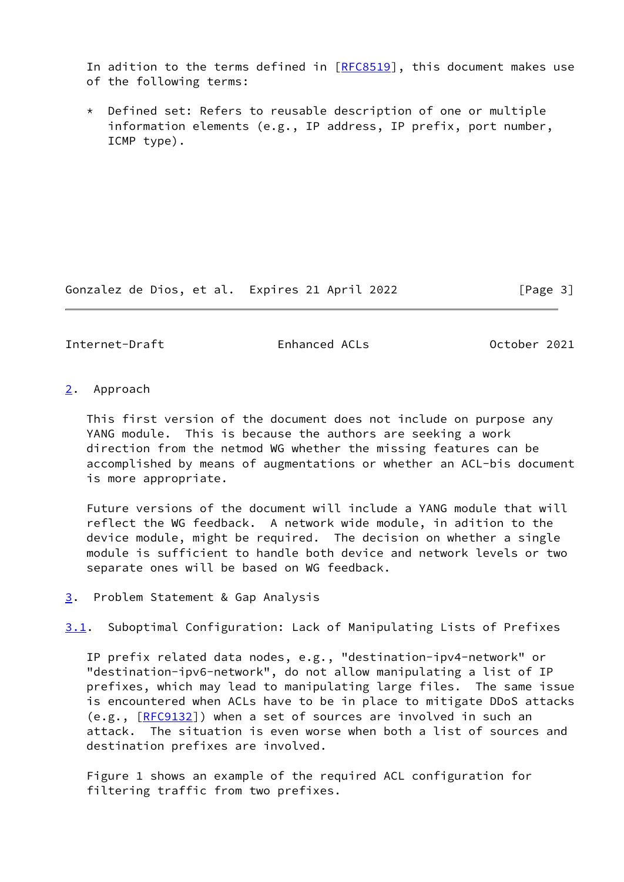In adition to the terms defined in [RFC8519], this document makes use of the following terms:

* Defined set: Refers to reusable description of one or multiple information elements (e.g., IP address, IP prefix, port number, ICMP type).

## 2. Approach

This first version of the document does not include on purpose any YANG module. This is because the authors are seeking a work direction from the netmod WG whether the missing features can be accomplished by means of augmentations or whether an ACL-bis document is more appropriate.

Future versions of the document will include a YANG module that will reflect the WG feedback. A network wide module, in adition to the device module, might be required. The decision on whether a single module is sufficient to handle both device and network levels or two separate ones will be based on WG feedback.

## 3. Problem Statement & Gap Analysis

### 3.1. Suboptimal Configuration: Lack of Manipulating Lists of Prefixes

IP prefix related data nodes, e.g., "destination-ipv4-network" or "destination-ipv6-network", do not allow manipulating a list of IP prefixes, which may lead to manipulating large files. The same issue is encountered when ACLs have to be in place to mitigate DDoS attacks (e.g., [RFC9132]) when a set of sources are involved in such an attack. The situation is even worse when both a list of sources and destination prefixes are involved.

Figure 1 shows an example of the required ACL configuration for filtering traffic from two prefixes.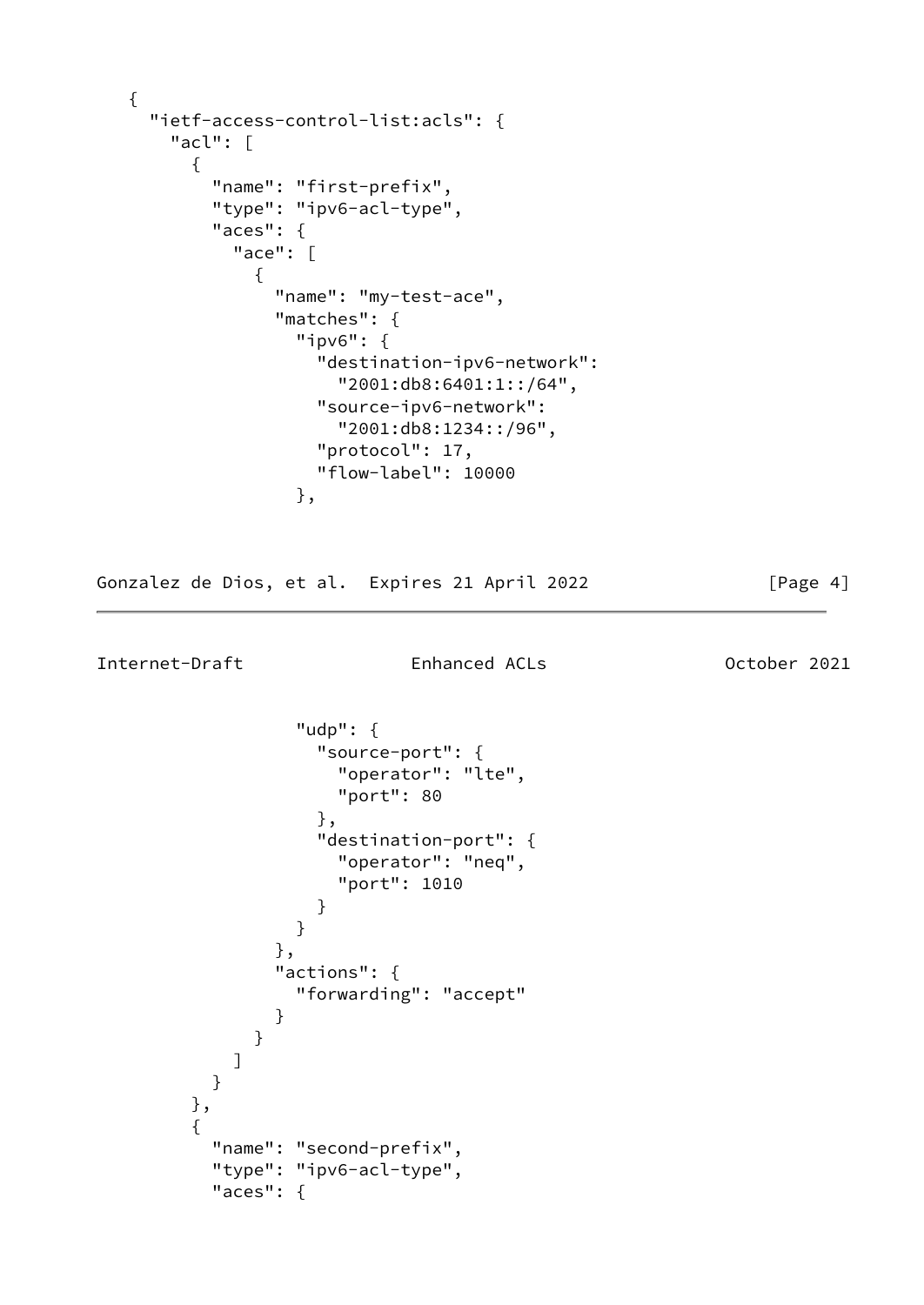```
   {
     "ietf-access-control-list:acls": {
       "acl": [
         {
           "name": "first-prefix",
           "type": "ipv6-acl-type",
           "aces": {
             "ace": [
               {
                 "name": "my-test-ace",
                 "matches": {
                   "ipv6": {
                     "destination-ipv6-network":
                       "2001:db8:6401:1::/64",
                     "source-ipv6-network":
                       "2001:db8:1234::/96",
                     "protocol": 17,
                     "flow-label": 10000
                   },
                   "udp": {
                     "source-port": {
                       "operator": "lte",
                       "port": 80
                     },
                     "destination-port": {
                       "operator": "neq",
                       "port": 1010
                     }
                   }
                 },
                 "actions": {
                   "forwarding": "accept"
                 }
               }
             ]
           }
         },
         {
           "name": "second-prefix",
           "type": "ipv6-acl-type",
           "aces": {
```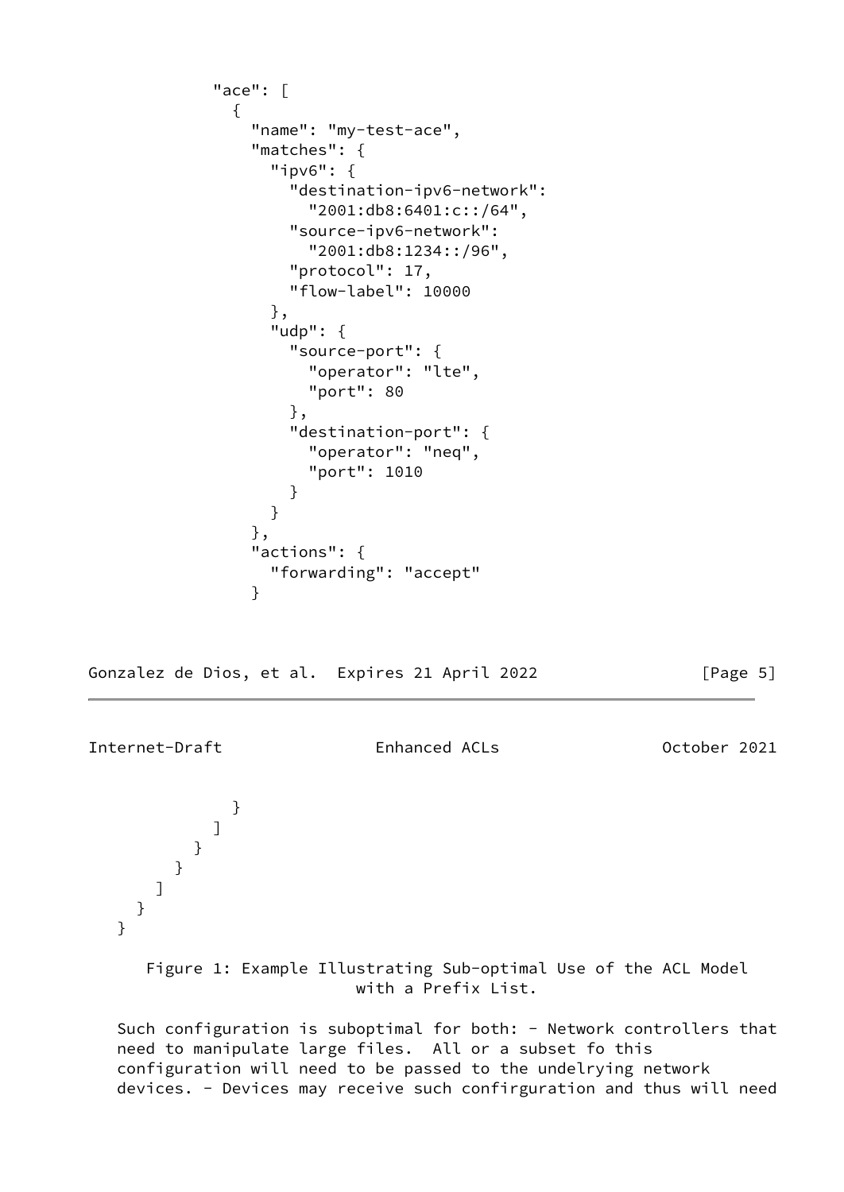```
            "ace": [
              {
                "name": "my-test-ace",
                "matches": {
                  "ipv6": {
                    "destination-ipv6-network":
                      "2001:db8:6401:c::/64",
                    "source-ipv6-network":
                      "2001:db8:1234::/96",
                    "protocol": 17,
                    "flow-label": 10000
                  },
                  "udp": {
                    "source-port": {
                      "operator": "lte",
                      "port": 80
                    },
                    "destination-port": {
                      "operator": "neq",
                      "port": 1010
                    }
                  }
                },
                "actions": {
                  "forwarding": "accept"
                }
              }
            ]
          }
        }
      ]
    }
  }
```

Figure 1: Example Illustrating Sub-optimal Use of the ACL Model with a Prefix List.

Such configuration is suboptimal for both: - Network controllers that need to manipulate large files. All or a subset fo this configuration will need to be passed to the undelrying network devices. - Devices may receive such confirguration and thus will need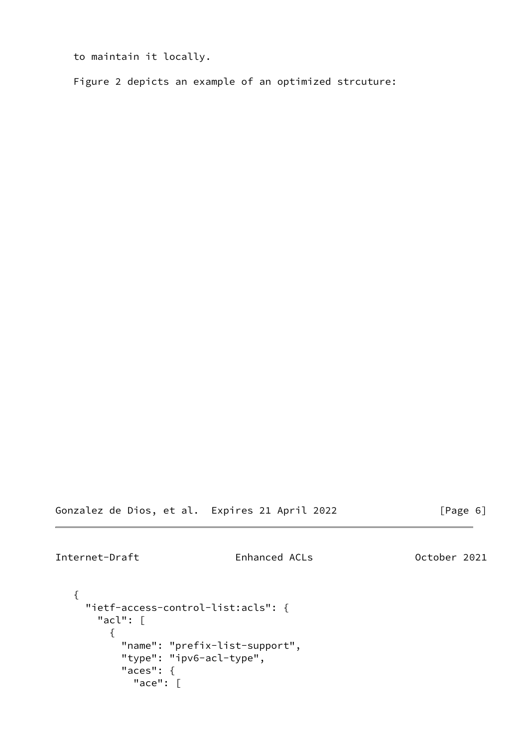to maintain it locally.

Figure 2 depicts an example of an optimized strcuture:

```
{
  "ietf-access-control-list:acls": {
    "acl": [
      {
        "name": "prefix-list-support",
        "type": "ipv6-acl-type",
        "aces": {
          "ace": [
```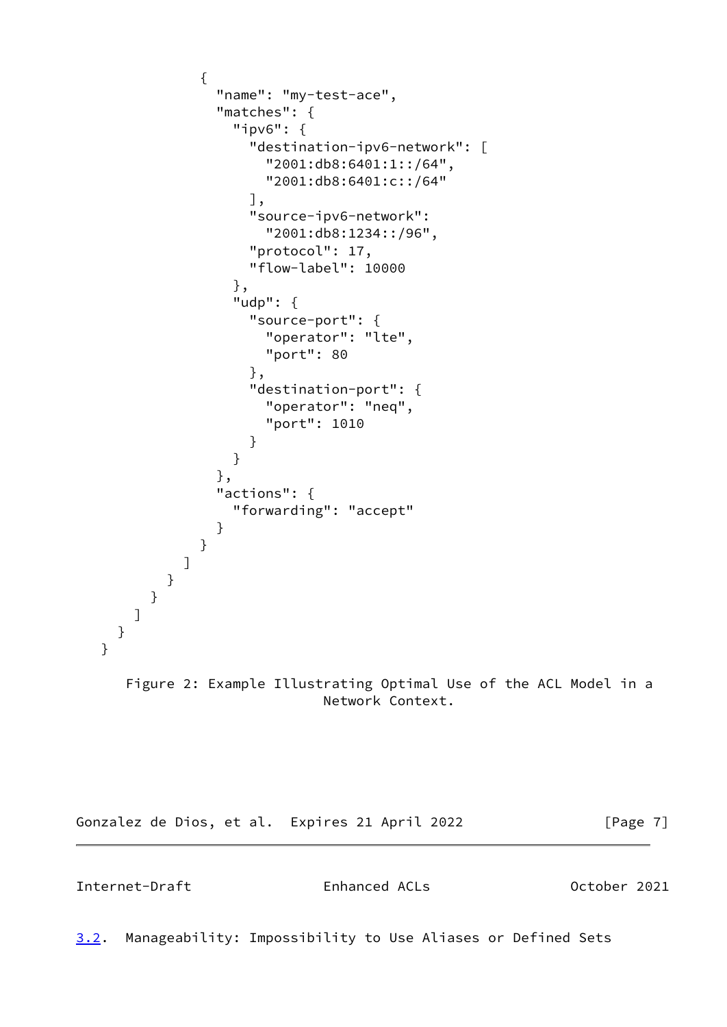```
              {
                "name": "my-test-ace",
                "matches": {
                  "ipv6": {
                    "destination-ipv6-network": [
                      "2001:db8:6401:1::/64",
                      "2001:db8:6401:c::/64"
                    ],
                    "source-ipv6-network":
                      "2001:db8:1234::/96",
                    "protocol": 17,
                    "flow-label": 10000
                  },
                  "udp": {
                    "source-port": {
                      "operator": "lte",
                      "port": 80
                    },
                    "destination-port": {
                      "operator": "neq",
                      "port": 1010
                    }
                  }
                },
                "actions": {
                  "forwarding": "accept"
                }
              }
            ]
          }
        }
      ]
    }
  }
```

Figure 2: Example Illustrating Optimal Use of the ACL Model in a Network Context.

## 3.2. Manageability: Impossibility to Use Aliases or Defined Sets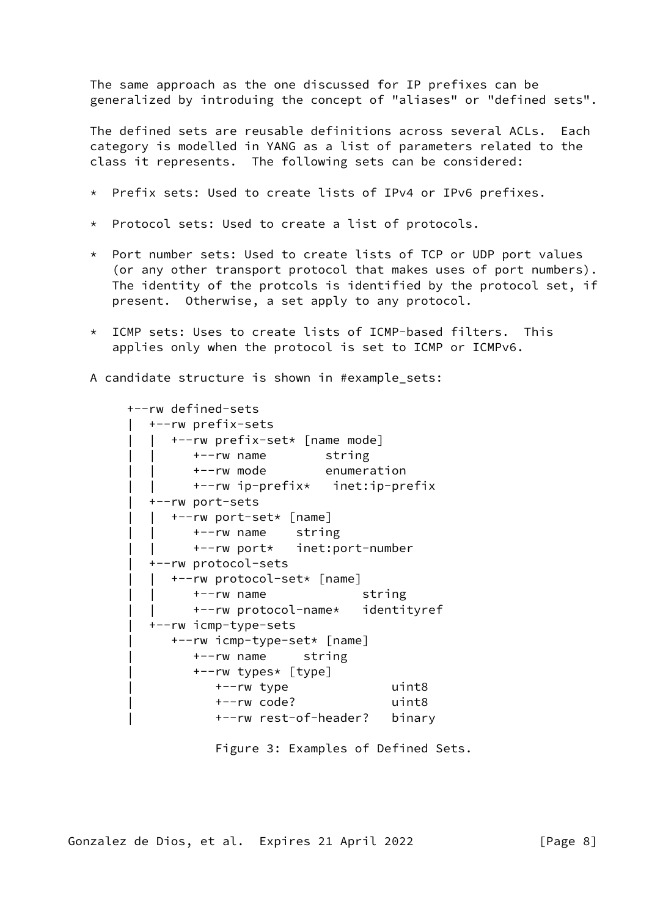The same approach as the one discussed for IP prefixes can be generalized by introduing the concept of "aliases" or "defined sets".

The defined sets are reusable definitions across several ACLs. Each category is modelled in YANG as a list of parameters related to the class it represents. The following sets can be considered:

* Prefix sets: Used to create lists of IPv4 or IPv6 prefixes.

* Protocol sets: Used to create a list of protocols.

* Port number sets: Used to create lists of TCP or UDP port values (or any other transport protocol that makes uses of port numbers). The identity of the protcols is identified by the protocol set, if present. Otherwise, a set apply to any protocol.

* ICMP sets: Uses to create lists of ICMP-based filters. This applies only when the protocol is set to ICMP or ICMPv6.

A candidate structure is shown in #example_sets:

```
+--rw defined-sets
|  +--rw prefix-sets
|  |  +--rw prefix-set* [name mode]
|  |     +--rw name        string
|  |     +--rw mode        enumeration
|  |     +--rw ip-prefix*   inet:ip-prefix
|  +--rw port-sets
|  |  +--rw port-set* [name]
|  |     +--rw name    string
|  |     +--rw port*   inet:port-number
|  +--rw protocol-sets
|  |  +--rw protocol-set* [name]
|  |     +--rw name             string
|  |     +--rw protocol-name*   identityref
|  +--rw icmp-type-sets
|     +--rw icmp-type-set* [name]
|        +--rw name     string
|        +--rw types* [type]
|           +--rw type              uint8
|           +--rw code?             uint8
|           +--rw rest-of-header?   binary
```

Figure 3: Examples of Defined Sets.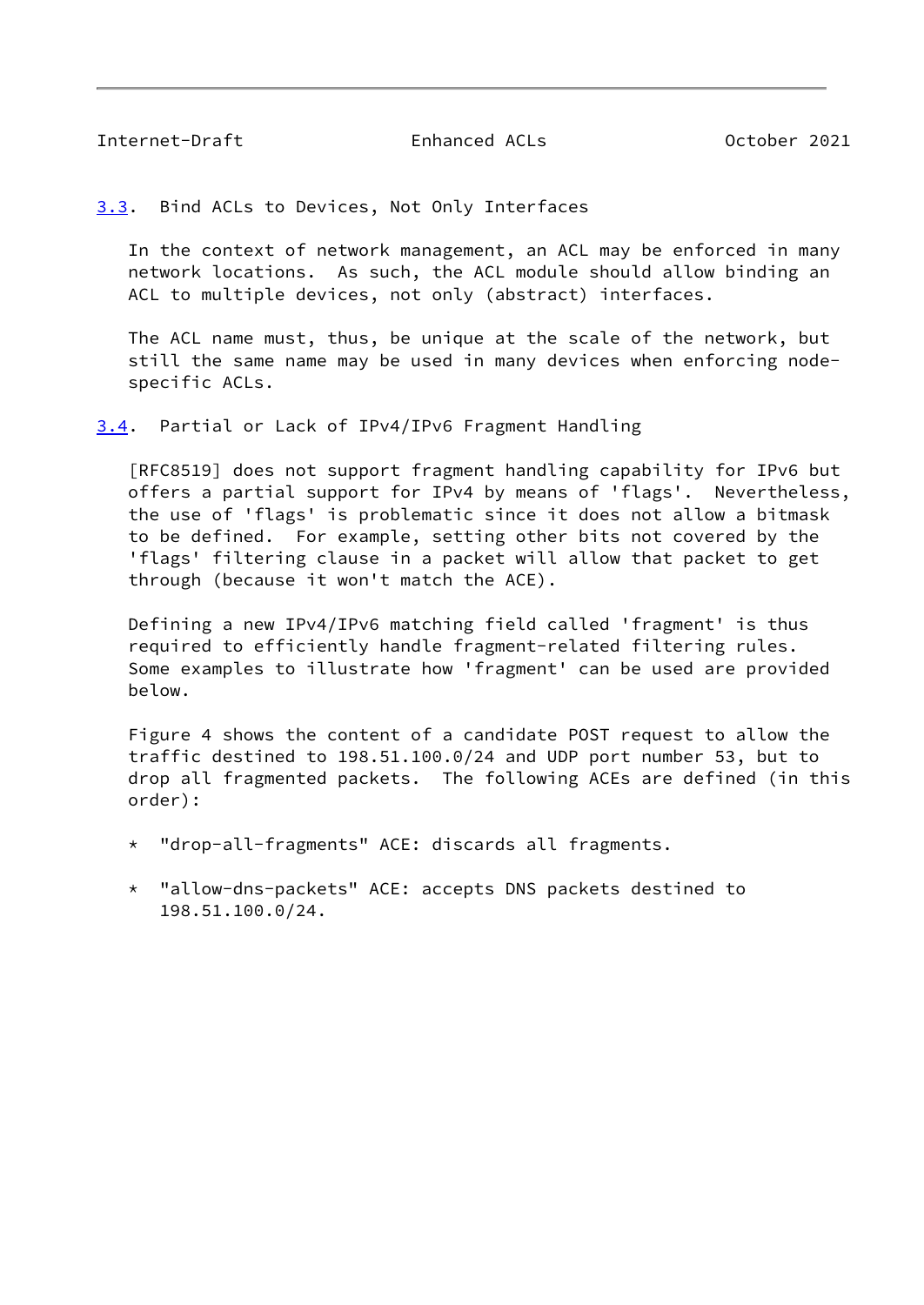## 3.3. Bind ACLs to Devices, Not Only Interfaces

In the context of network management, an ACL may be enforced in many network locations. As such, the ACL module should allow binding an ACL to multiple devices, not only (abstract) interfaces.

The ACL name must, thus, be unique at the scale of the network, but still the same name may be used in many devices when enforcing node-specific ACLs.

## 3.4. Partial or Lack of IPv4/IPv6 Fragment Handling

[RFC8519] does not support fragment handling capability for IPv6 but offers a partial support for IPv4 by means of 'flags'. Nevertheless, the use of 'flags' is problematic since it does not allow a bitmask to be defined. For example, setting other bits not covered by the 'flags' filtering clause in a packet will allow that packet to get through (because it won't match the ACE).

Defining a new IPv4/IPv6 matching field called 'fragment' is thus required to efficiently handle fragment-related filtering rules. Some examples to illustrate how 'fragment' can be used are provided below.

Figure 4 shows the content of a candidate POST request to allow the traffic destined to 198.51.100.0/24 and UDP port number 53, but to drop all fragmented packets. The following ACEs are defined (in this order):

* "drop-all-fragments" ACE: discards all fragments.

* "allow-dns-packets" ACE: accepts DNS packets destined to 198.51.100.0/24.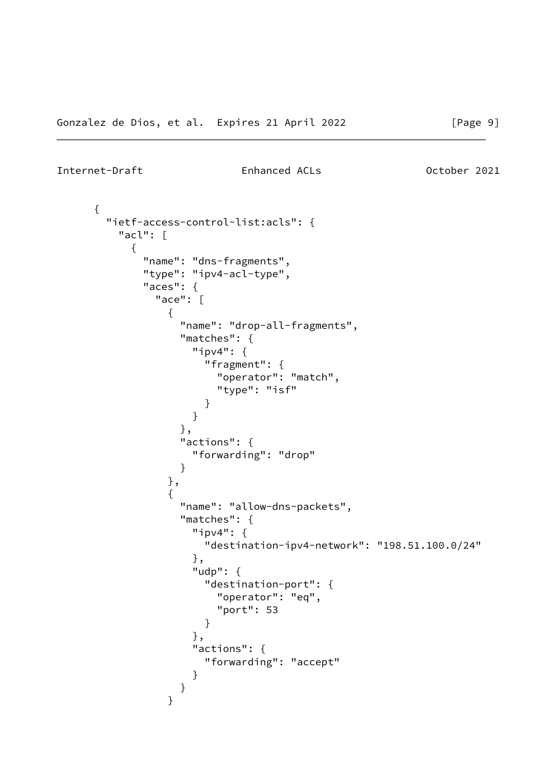```
      {
        "ietf-access-control-list:acls": {
          "acl": [
            {
              "name": "dns-fragments",
              "type": "ipv4-acl-type",
              "aces": {
                "ace": [
                  {
                    "name": "drop-all-fragments",
                    "matches": {
                      "ipv4": {
                        "fragment": {
                          "operator": "match",
                          "type": "isf"
                        }
                      }
                    },
                    "actions": {
                      "forwarding": "drop"
                    }
                  },
                  {
                    "name": "allow-dns-packets",
                    "matches": {
                      "ipv4": {
                        "destination-ipv4-network": "198.51.100.0/24"
                      },
                      "udp": {
                        "destination-port": {
                          "operator": "eq",
                          "port": 53
                        }
                      },
                      "actions": {
                        "forwarding": "accept"
                      }
                    }
                  }
```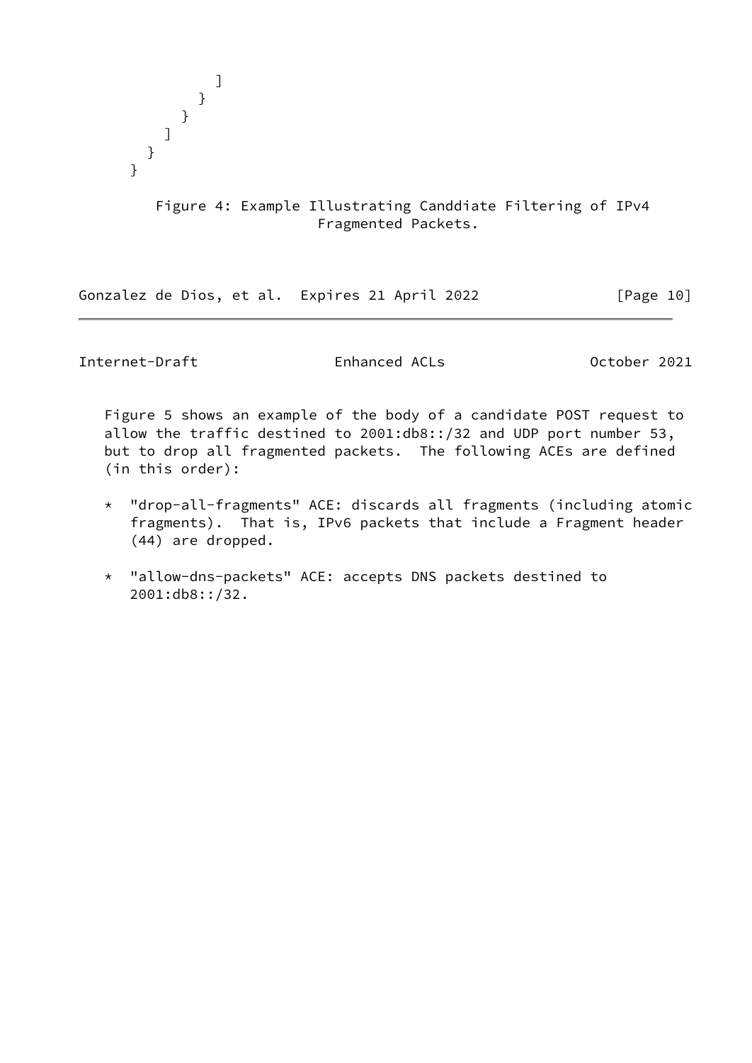```
            ]
          }
        }
      ]
    }
  }
```

Figure 4: Example Illustrating Canddiate Filtering of IPv4 Fragmented Packets.

Figure 5 shows an example of the body of a candidate POST request to allow the traffic destined to 2001:db8::/32 and UDP port number 53, but to drop all fragmented packets. The following ACEs are defined (in this order):

* "drop-all-fragments" ACE: discards all fragments (including atomic fragments). That is, IPv6 packets that include a Fragment header (44) are dropped.

* "allow-dns-packets" ACE: accepts DNS packets destined to 2001:db8::/32.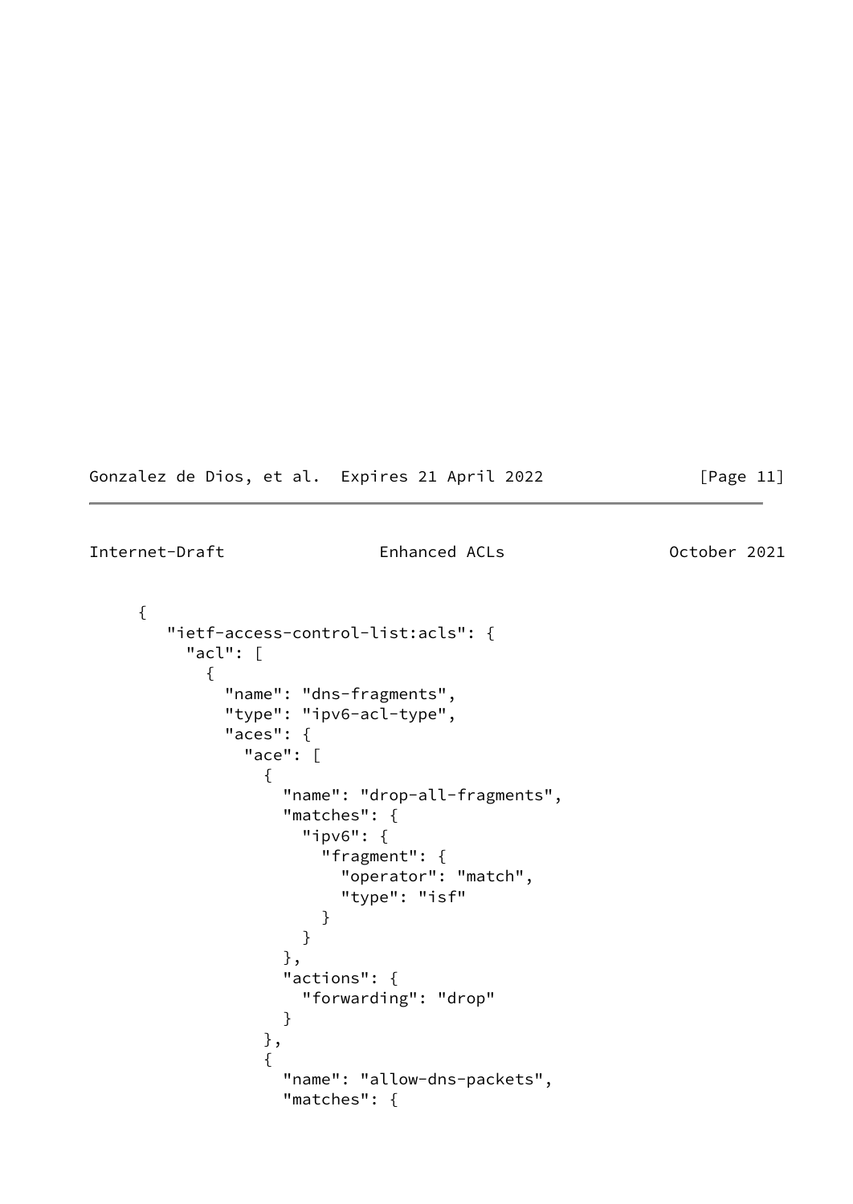```
     {
       "ietf-access-control-list:acls": {
         "acl": [
           {
             "name": "dns-fragments",
             "type": "ipv6-acl-type",
             "aces": {
               "ace": [
                 {
                   "name": "drop-all-fragments",
                   "matches": {
                     "ipv6": {
                       "fragment": {
                         "operator": "match",
                         "type": "isf"
                       }
                     }
                   },
                   "actions": {
                     "forwarding": "drop"
                   }
                 },
                 {
                   "name": "allow-dns-packets",
                   "matches": {
```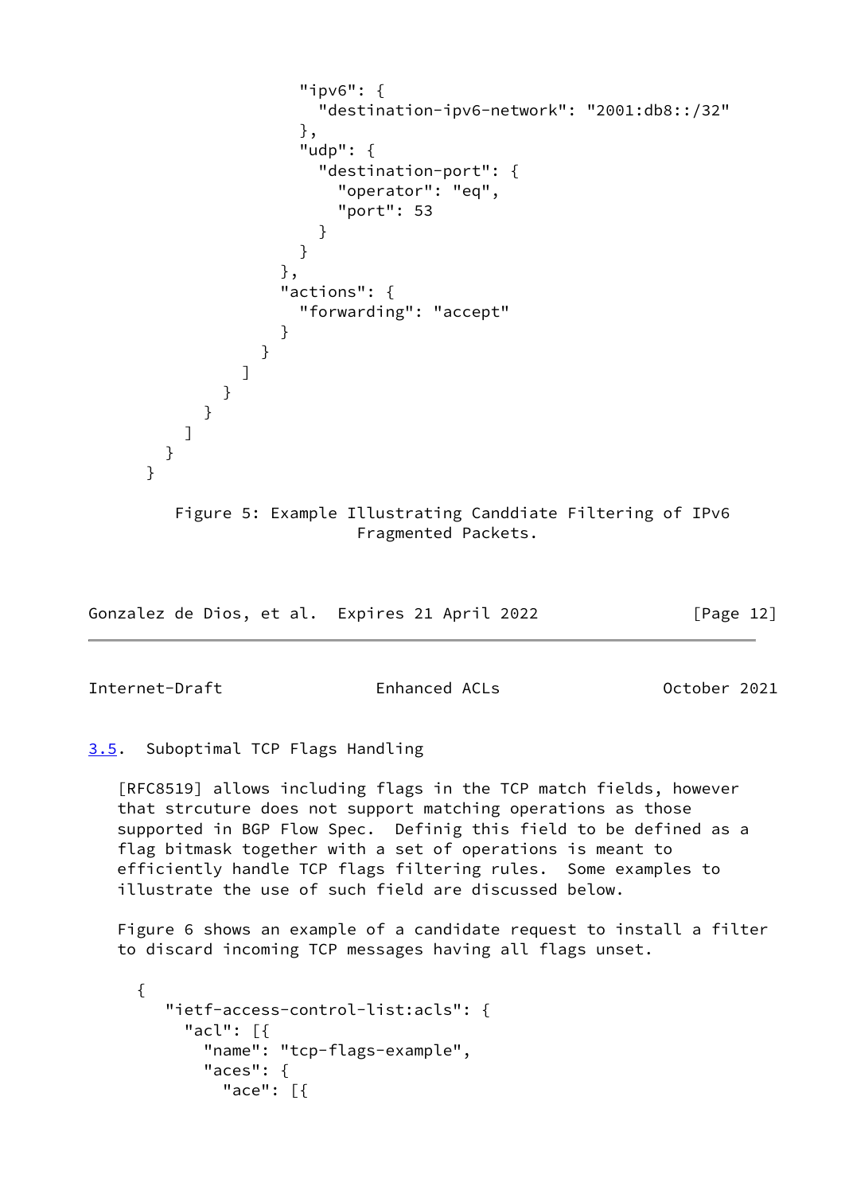```
                  "ipv6": {
                    "destination-ipv6-network": "2001:db8::/32"
                  },
                  "udp": {
                    "destination-port": {
                      "operator": "eq",
                      "port": 53
                    }
                  }
                },
                "actions": {
                  "forwarding": "accept"
                }
              }
            ]
          }
        }
      ]
    }
  }
```

Figure 5: Example Illustrating Canddiate Filtering of IPv6 Fragmented Packets.

### 3.5. Suboptimal TCP Flags Handling

[RFC8519] allows including flags in the TCP match fields, however that strcuture does not support matching operations as those supported in BGP Flow Spec. Definig this field to be defined as a flag bitmask together with a set of operations is meant to efficiently handle TCP flags filtering rules. Some examples to illustrate the use of such field are discussed below.

Figure 6 shows an example of a candidate request to install a filter to discard incoming TCP messages having all flags unset.

```
{
   "ietf-access-control-list:acls": {
     "acl": [{
       "name": "tcp-flags-example",
       "aces": {
         "ace": [{
```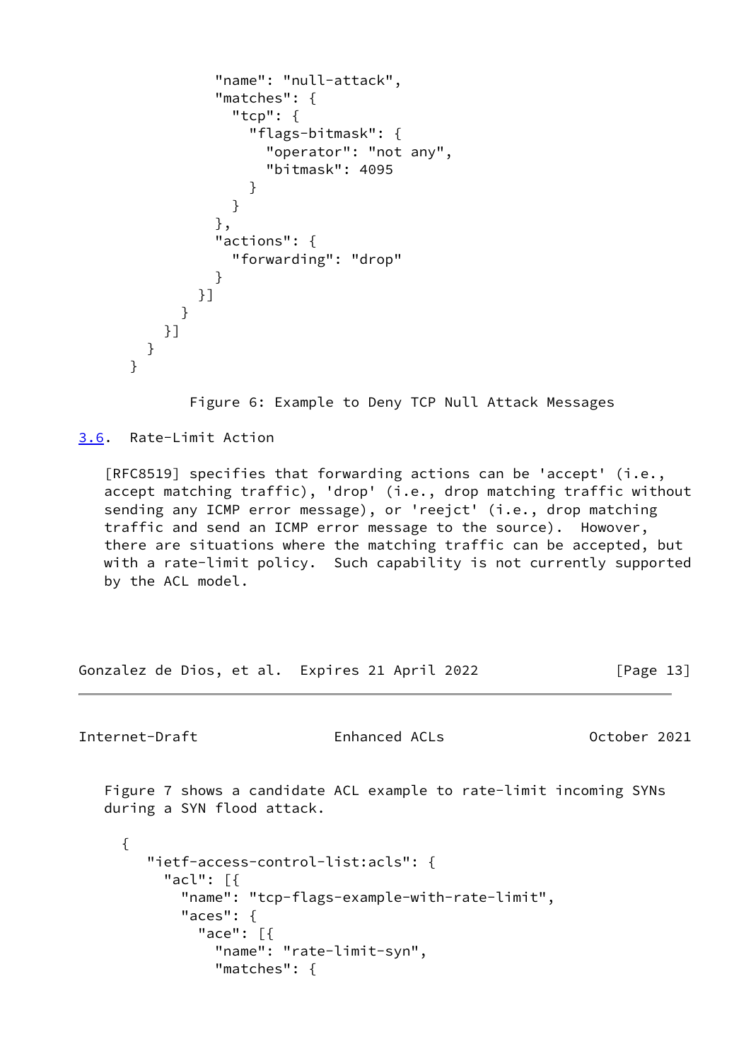```
              "name": "null-attack",
              "matches": {
                "tcp": {
                  "flags-bitmask": {
                    "operator": "not any",
                    "bitmask": 4095
                  }
                }
              },
              "actions": {
                "forwarding": "drop"
              }
            }]
          }
        }]
      }
    }
```

Figure 6: Example to Deny TCP Null Attack Messages

## 3.6. Rate-Limit Action

[RFC8519] specifies that forwarding actions can be 'accept' (i.e., accept matching traffic), 'drop' (i.e., drop matching traffic without sending any ICMP error message), or 'reejct' (i.e., drop matching traffic and send an ICMP error message to the source). However, there are situations where the matching traffic can be accepted, but with a rate-limit policy. Such capability is not currently supported by the ACL model.

Figure 7 shows a candidate ACL example to rate-limit incoming SYNs during a SYN flood attack.

```
  {
     "ietf-access-control-list:acls": {
       "acl": [{
         "name": "tcp-flags-example-with-rate-limit",
         "aces": {
           "ace": [{
             "name": "rate-limit-syn",
             "matches": {
```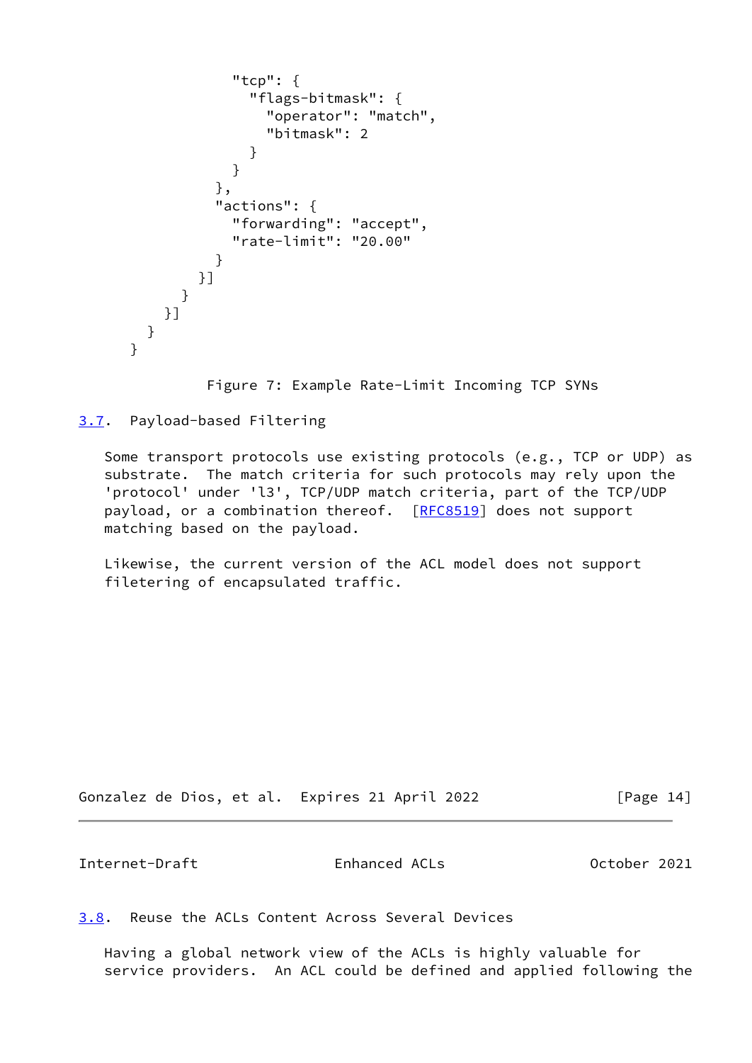```
                "tcp": {
                  "flags-bitmask": {
                    "operator": "match",
                    "bitmask": 2
                  }
                }
              },
              "actions": {
                "forwarding": "accept",
                "rate-limit": "20.00"
              }
            }]
          }
        }]
      }
    }
```

Figure 7: Example Rate-Limit Incoming TCP SYNs

### 3.7. Payload-based Filtering

Some transport protocols use existing protocols (e.g., TCP or UDP) as substrate. The match criteria for such protocols may rely upon the 'protocol' under 'l3', TCP/UDP match criteria, part of the TCP/UDP payload, or a combination thereof. [RFC8519] does not support matching based on the payload.

Likewise, the current version of the ACL model does not support filetering of encapsulated traffic.

### 3.8. Reuse the ACLs Content Across Several Devices

Having a global network view of the ACLs is highly valuable for service providers. An ACL could be defined and applied following the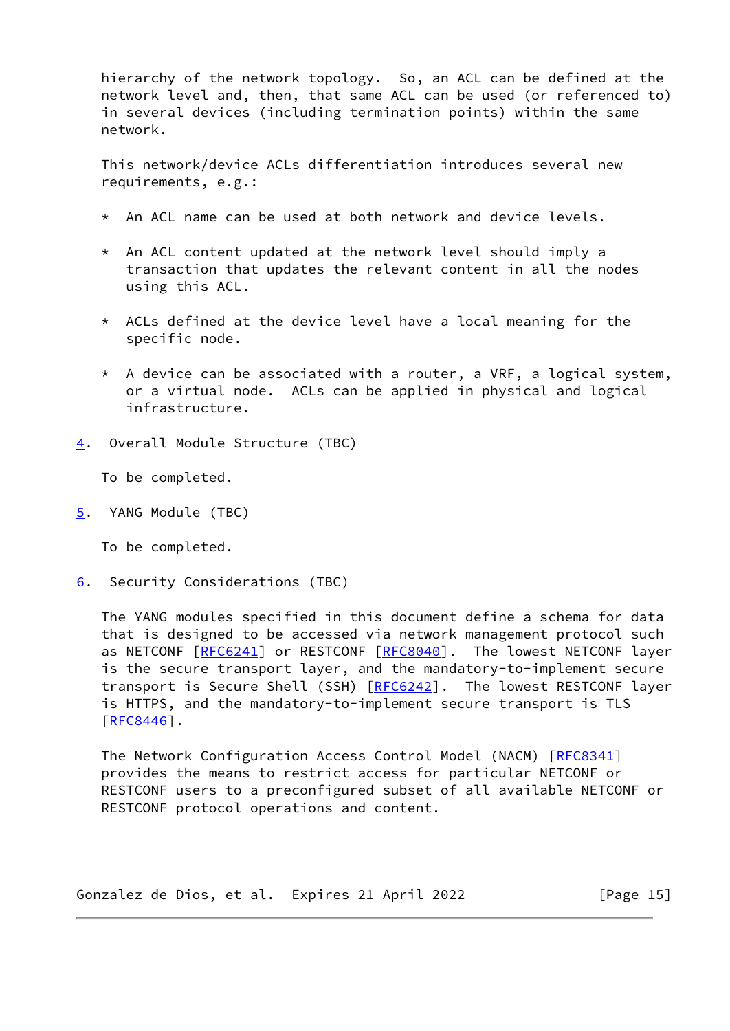hierarchy of the network topology. So, an ACL can be defined at the network level and, then, that same ACL can be used (or referenced to) in several devices (including termination points) within the same network.

This network/device ACLs differentiation introduces several new requirements, e.g.:

* An ACL name can be used at both network and device levels.

* An ACL content updated at the network level should imply a transaction that updates the relevant content in all the nodes using this ACL.

* ACLs defined at the device level have a local meaning for the specific node.

* A device can be associated with a router, a VRF, a logical system, or a virtual node. ACLs can be applied in physical and logical infrastructure.

## 4. Overall Module Structure (TBC)

To be completed.

## 5. YANG Module (TBC)

To be completed.

## 6. Security Considerations (TBC)

The YANG modules specified in this document define a schema for data that is designed to be accessed via network management protocol such as NETCONF [RFC6241] or RESTCONF [RFC8040]. The lowest NETCONF layer is the secure transport layer, and the mandatory-to-implement secure transport is Secure Shell (SSH) [RFC6242]. The lowest RESTCONF layer is HTTPS, and the mandatory-to-implement secure transport is TLS [RFC8446].

The Network Configuration Access Control Model (NACM) [RFC8341] provides the means to restrict access for particular NETCONF or RESTCONF users to a preconfigured subset of all available NETCONF or RESTCONF protocol operations and content.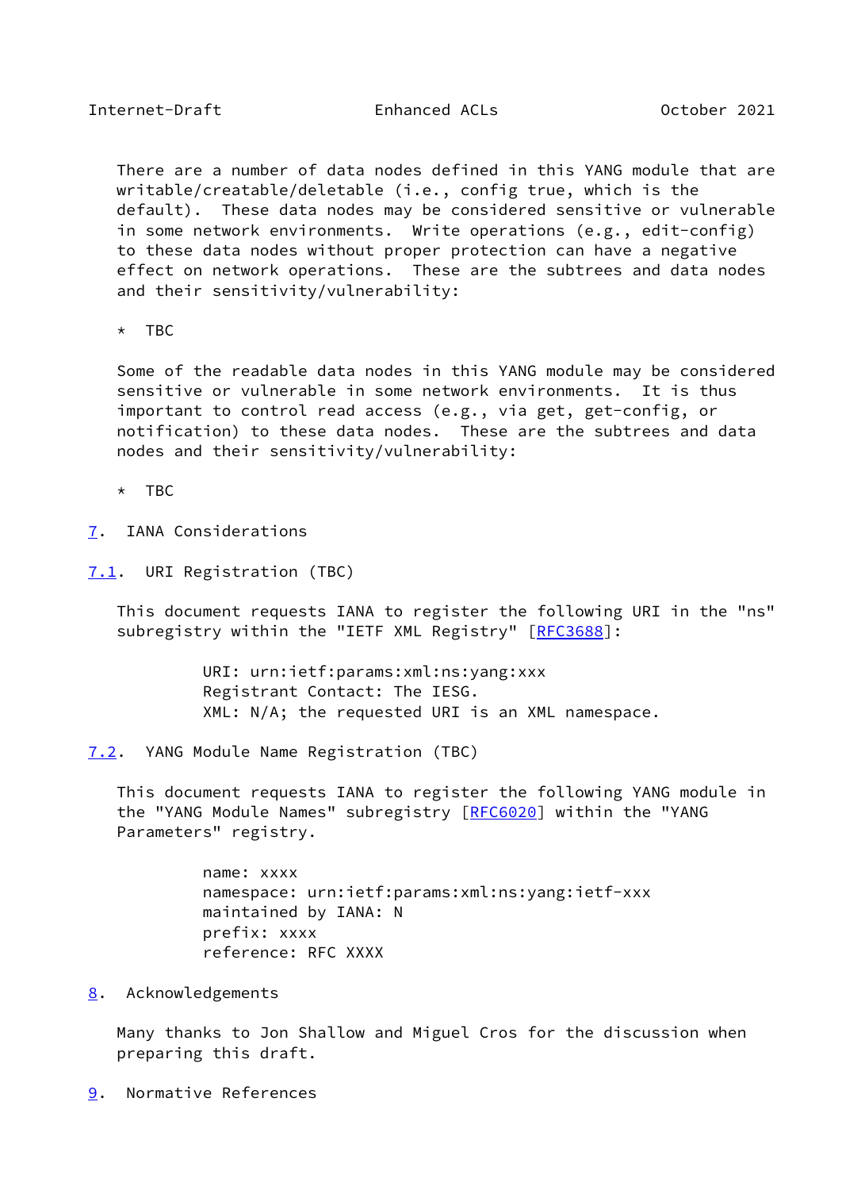There are a number of data nodes defined in this YANG module that are writable/creatable/deletable (i.e., config true, which is the default). These data nodes may be considered sensitive or vulnerable in some network environments. Write operations (e.g., edit-config) to these data nodes without proper protection can have a negative effect on network operations. These are the subtrees and data nodes and their sensitivity/vulnerability:

* TBC

Some of the readable data nodes in this YANG module may be considered sensitive or vulnerable in some network environments. It is thus important to control read access (e.g., via get, get-config, or notification) to these data nodes. These are the subtrees and data nodes and their sensitivity/vulnerability:

* TBC

## 7. IANA Considerations

### 7.1. URI Registration (TBC)

This document requests IANA to register the following URI in the "ns" subregistry within the "IETF XML Registry" [RFC3688]:

```
URI: urn:ietf:params:xml:ns:yang:xxx
Registrant Contact: The IESG.
XML: N/A; the requested URI is an XML namespace.
```

### 7.2. YANG Module Name Registration (TBC)

This document requests IANA to register the following YANG module in the "YANG Module Names" subregistry [RFC6020] within the "YANG Parameters" registry.

```
name: xxxx
namespace: urn:ietf:params:xml:ns:yang:ietf-xxx
maintained by IANA: N
prefix: xxxx
reference: RFC XXXX
```

## 8. Acknowledgements

Many thanks to Jon Shallow and Miguel Cros for the discussion when preparing this draft.

## 9. Normative References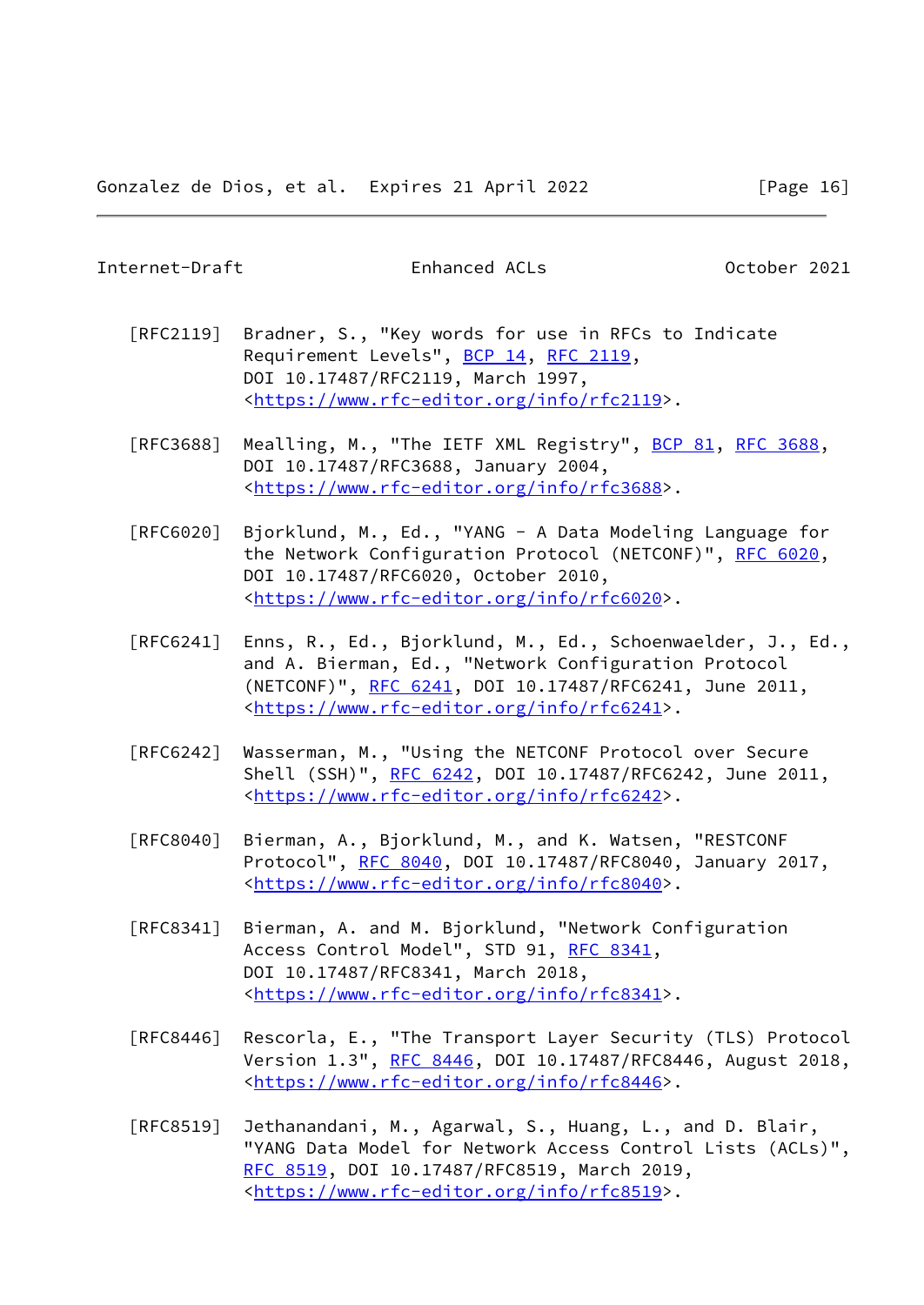[RFC2119] Bradner, S., "Key words for use in RFCs to Indicate Requirement Levels", BCP 14, RFC 2119, DOI 10.17487/RFC2119, March 1997, <https://www.rfc-editor.org/info/rfc2119>.

[RFC3688] Mealling, M., "The IETF XML Registry", BCP 81, RFC 3688, DOI 10.17487/RFC3688, January 2004, <https://www.rfc-editor.org/info/rfc3688>.

[RFC6020] Bjorklund, M., Ed., "YANG - A Data Modeling Language for the Network Configuration Protocol (NETCONF)", RFC 6020, DOI 10.17487/RFC6020, October 2010, <https://www.rfc-editor.org/info/rfc6020>.

[RFC6241] Enns, R., Ed., Bjorklund, M., Ed., Schoenwaelder, J., Ed., and A. Bierman, Ed., "Network Configuration Protocol (NETCONF)", RFC 6241, DOI 10.17487/RFC6241, June 2011, <https://www.rfc-editor.org/info/rfc6241>.

[RFC6242] Wasserman, M., "Using the NETCONF Protocol over Secure Shell (SSH)", RFC 6242, DOI 10.17487/RFC6242, June 2011, <https://www.rfc-editor.org/info/rfc6242>.

[RFC8040] Bierman, A., Bjorklund, M., and K. Watsen, "RESTCONF Protocol", RFC 8040, DOI 10.17487/RFC8040, January 2017, <https://www.rfc-editor.org/info/rfc8040>.

[RFC8341] Bierman, A. and M. Bjorklund, "Network Configuration Access Control Model", STD 91, RFC 8341, DOI 10.17487/RFC8341, March 2018, <https://www.rfc-editor.org/info/rfc8341>.

[RFC8446] Rescorla, E., "The Transport Layer Security (TLS) Protocol Version 1.3", RFC 8446, DOI 10.17487/RFC8446, August 2018, <https://www.rfc-editor.org/info/rfc8446>.

[RFC8519] Jethanandani, M., Agarwal, S., Huang, L., and D. Blair, "YANG Data Model for Network Access Control Lists (ACLs)", RFC 8519, DOI 10.17487/RFC8519, March 2019, <https://www.rfc-editor.org/info/rfc8519>.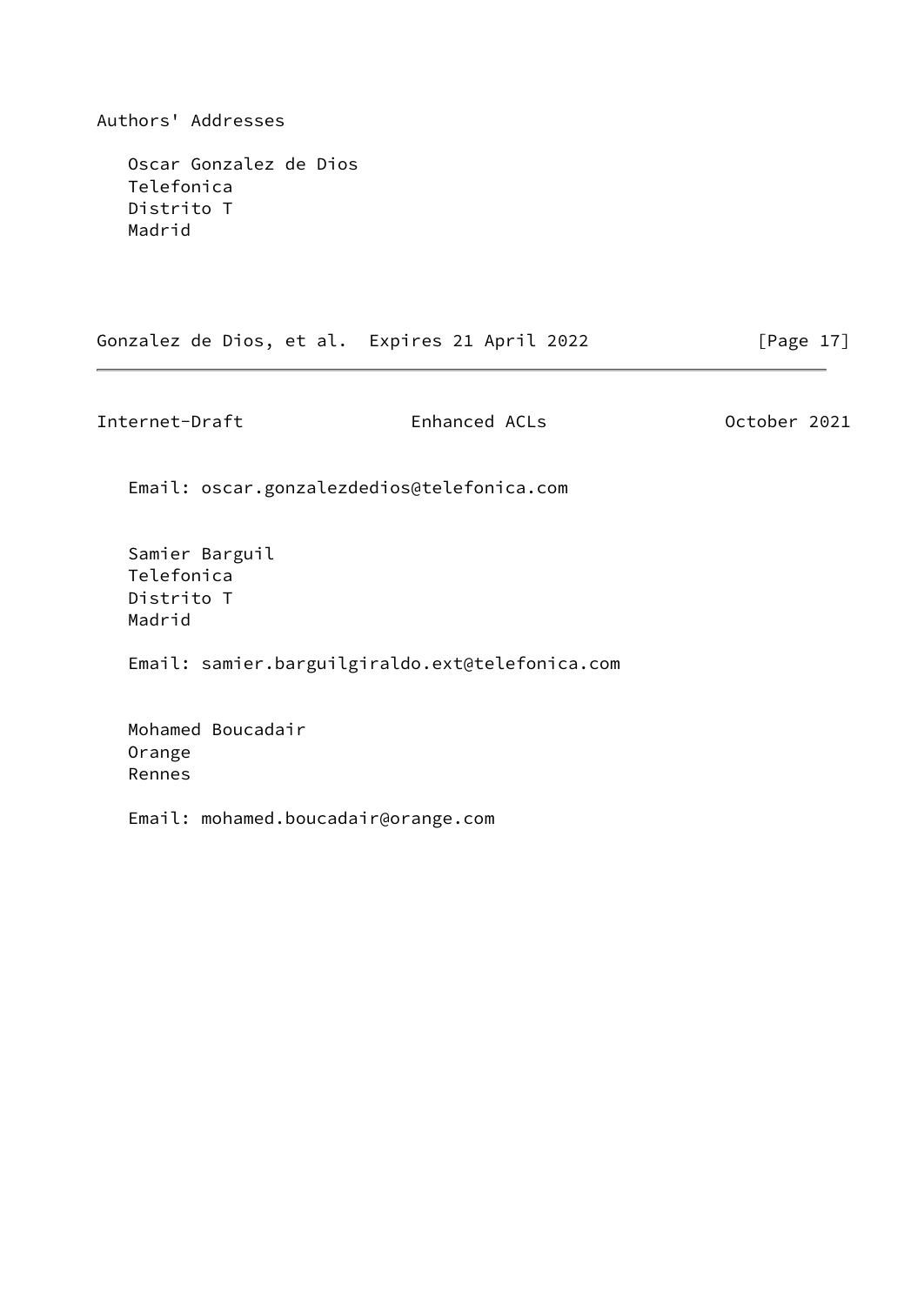## Authors' Addresses

Oscar Gonzalez de Dios
Telefonica
Distrito T
Madrid

Email: oscar.gonzalezdedios@telefonica.com

Samier Barguil
Telefonica
Distrito T
Madrid

Email: samier.barguilgiraldo.ext@telefonica.com

Mohamed Boucadair
Orange
Rennes

Email: mohamed.boucadair@orange.com